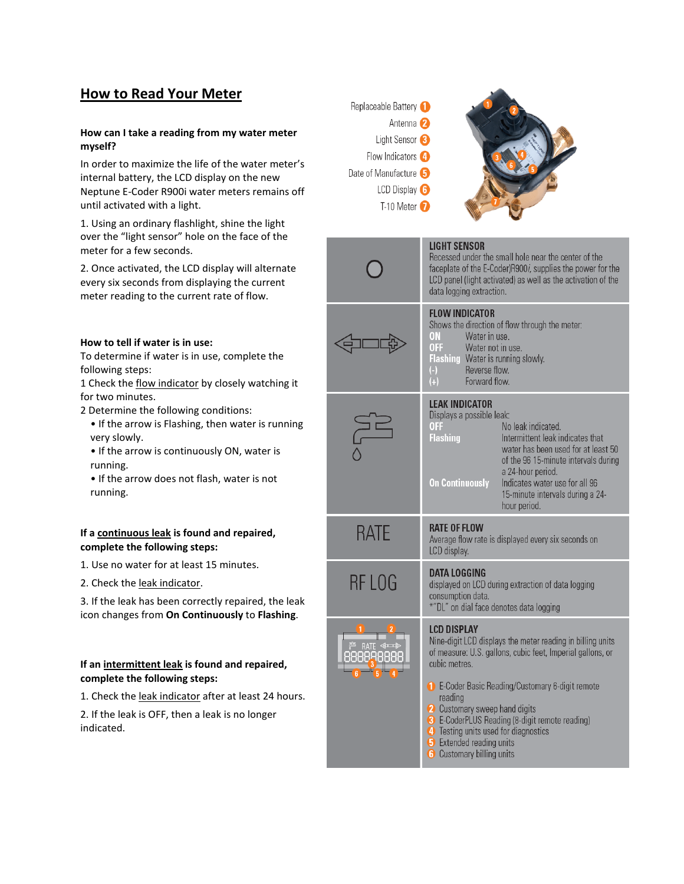# How to Read Your Meter

**How can I take a reading from my water meter myself?**

In order to maximize the life of the water meter's internal battery, the LCD display on the new Neptune E-Coder R900i water meters remains off until activated with a light.

1. Using an ordinary flashlight, shine the light over the "light sensor" hole on the face of the meter for a few seconds.

2. Once activated, the LCD display will alternate every six seconds from displaying the current meter reading to the current rate of flow.

**How to tell if water is in use:**

To determine if water is in use, complete the following steps:

1 Check the flow indicator by closely watching it for two minutes.

2 Determine the following conditions:

- If the arrow is Flashing, then water is running very slowly.
- If the arrow is continuously ON, water is running.
- If the arrow does not flash, water is not running.

**If a continuous leak is found and repaired, complete the following steps:**

1. Use no water for at least 15 minutes.

2. Check the leak indicator.

3. If the leak has been correctly repaired, the leak icon changes from **On Continuously** to **Flashing**.

**If an intermittent leak is found and repaired, complete the following steps:**

1. Check the leak indicator after at least 24 hours.

2. If the leak is OFF, then a leak is no longer indicated.

Replaceable Battery 1
Antenna 2
Light Sensor 3
Flow Indicators 4
Date of Manufacture 5
LCD Display 6
T-10 Meter 7

| | |
|---|---|
| O | **LIGHT SENSOR**<br>Recessed under the small hole near the center of the faceplate of the E-Coder)R900*i*, supplies the power for the LCD panel (light activated) as well as the activation of the data logging extraction. |
| | **FLOW INDICATOR**<br>Shows the direction of flow through the meter:<br>**ON** Water in use.<br>**OFF** Water not in use.<br>**Flashing** Water is running slowly.<br>**(-)** Reverse flow.<br>**(+)** Forward flow. |
| | **LEAK INDICATOR**<br>Displays a possible leak:<br>**OFF** No leak indicated.<br>**Flashing** Intermittent leak indicates that water has been used for at least 50 of the 96 15-minute intervals during a 24-hour period.<br>**On Continuously** Indicates water use for all 96 15-minute intervals during a 24-hour period. |
| RATE | **RATE OF FLOW**<br>Average flow rate is displayed every six seconds on LCD display. |
| RF LOG | **DATA LOGGING**<br>displayed on LCD during extraction of data logging consumption data.<br>*"DL" on dial face denotes data logging |
| RATE 888888888 | **LCD DISPLAY**<br>Nine-digit LCD displays the meter reading in billing units of measure: U.S. gallons, cubic feet, Imperial gallons, or cubic metres.<br>1 E-Coder Basic Reading/Customary 6-digit remote reading<br>2 Customary sweep hand digits<br>3 E-CoderPLUS Reading (8-digit remote reading)<br>4 Testing units used for diagnostics<br>5 Extended reading units<br>6 Customary billing units |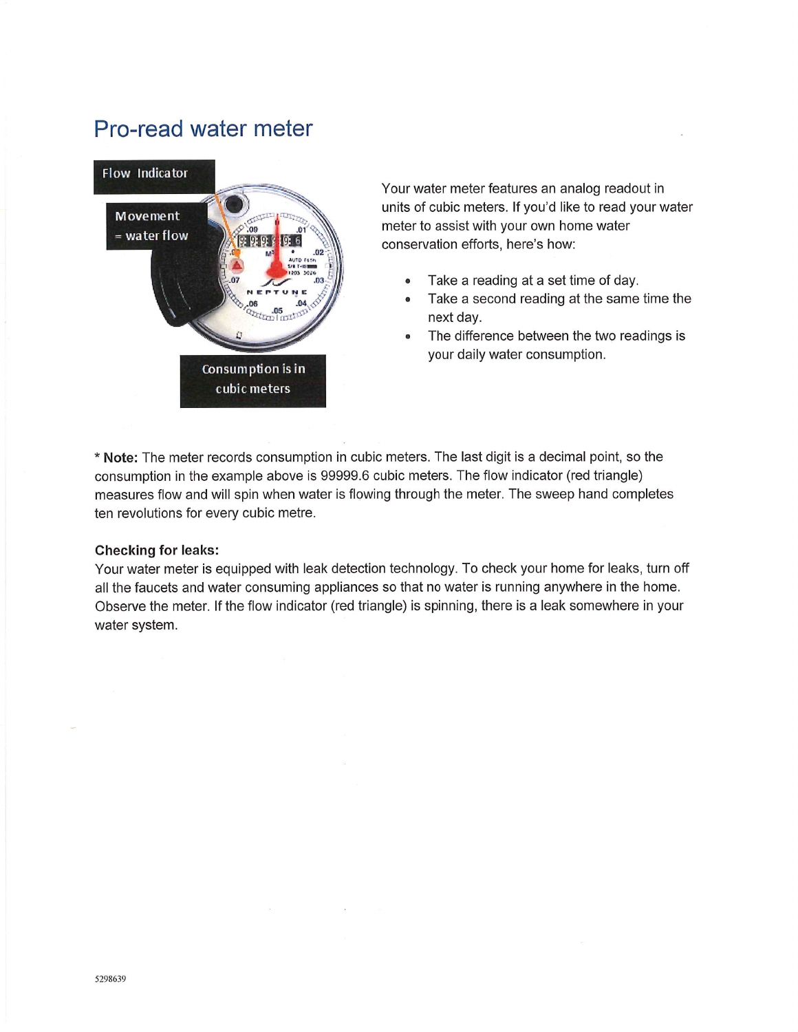# Pro-read water meter

Flow Indicator

Movement = water flow

Consumption is in cubic meters

Your water meter features an analog readout in units of cubic meters. If you'd like to read your water meter to assist with your own home water conservation efforts, here's how:

- Take a reading at a set time of day.
- Take a second reading at the same time the next day.
- The difference between the two readings is your daily water consumption.

* **Note:** The meter records consumption in cubic meters. The last digit is a decimal point, so the consumption in the example above is 99999.6 cubic meters. The flow indicator (red triangle) measures flow and will spin when water is flowing through the meter. The sweep hand completes ten revolutions for every cubic metre.

**Checking for leaks:**

Your water meter is equipped with leak detection technology. To check your home for leaks, turn off all the faucets and water consuming appliances so that no water is running anywhere in the home. Observe the meter. If the flow indicator (red triangle) is spinning, there is a leak somewhere in your water system.

5298639